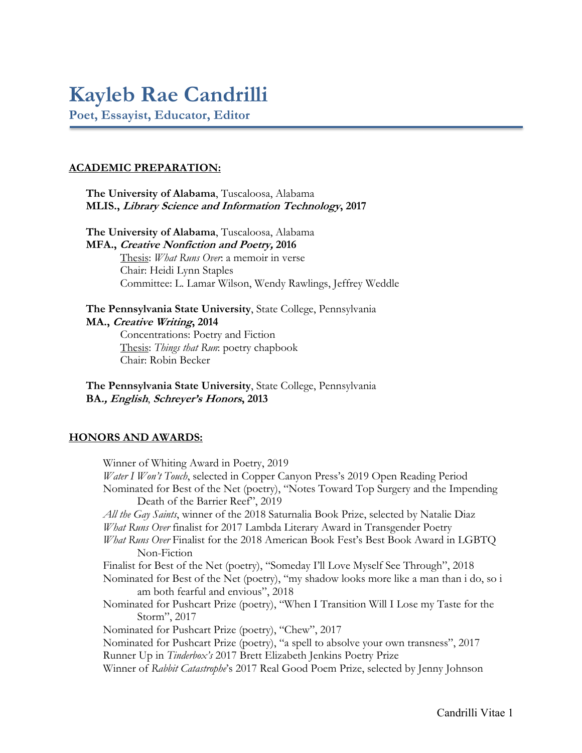# Kayleb Rae Candrilli

**Poet, Essayist, Educator, Editor**

## ACADEMIC PREPARATION:

**The University of Alabama**, Tuscaloosa, Alabama
**MLIS., *Library Science and Information Technology*, 2017**

**The University of Alabama**, Tuscaloosa, Alabama
**MFA., *Creative Nonfiction and Poetry,* 2016**
Thesis: *What Runs Over*: a memoir in verse
Chair: Heidi Lynn Staples
Committee: L. Lamar Wilson, Wendy Rawlings, Jeffrey Weddle

**The Pennsylvania State University**, State College, Pennsylvania
**MA., *Creative Writing*, 2014**
Concentrations: Poetry and Fiction
Thesis: *Things that Run*: poetry chapbook
Chair: Robin Becker

**The Pennsylvania State University**, State College, Pennsylvania
**BA*., English*, *Schreyer's Honors*, 2013**

## HONORS AND AWARDS:

Winner of Whiting Award in Poetry, 2019
*Water I Won't Touch*, selected in Copper Canyon Press's 2019 Open Reading Period
Nominated for Best of the Net (poetry), "Notes Toward Top Surgery and the Impending Death of the Barrier Reef", 2019
*All the Gay Saints*, winner of the 2018 Saturnalia Book Prize, selected by Natalie Diaz
*What Runs Over* finalist for 2017 Lambda Literary Award in Transgender Poetry
*What Runs Over* Finalist for the 2018 American Book Fest's Best Book Award in LGBTQ Non-Fiction
Finalist for Best of the Net (poetry), "Someday I'll Love Myself See Through", 2018
Nominated for Best of the Net (poetry), "my shadow looks more like a man than i do, so i am both fearful and envious", 2018
Nominated for Pushcart Prize (poetry), "When I Transition Will I Lose my Taste for the Storm", 2017
Nominated for Pushcart Prize (poetry), "Chew", 2017
Nominated for Pushcart Prize (poetry), "a spell to absolve your own transness", 2017
Runner Up in *Tinderbox's* 2017 Brett Elizabeth Jenkins Poetry Prize
Winner of *Rabbit Catastrophe*'s 2017 Real Good Poem Prize, selected by Jenny Johnson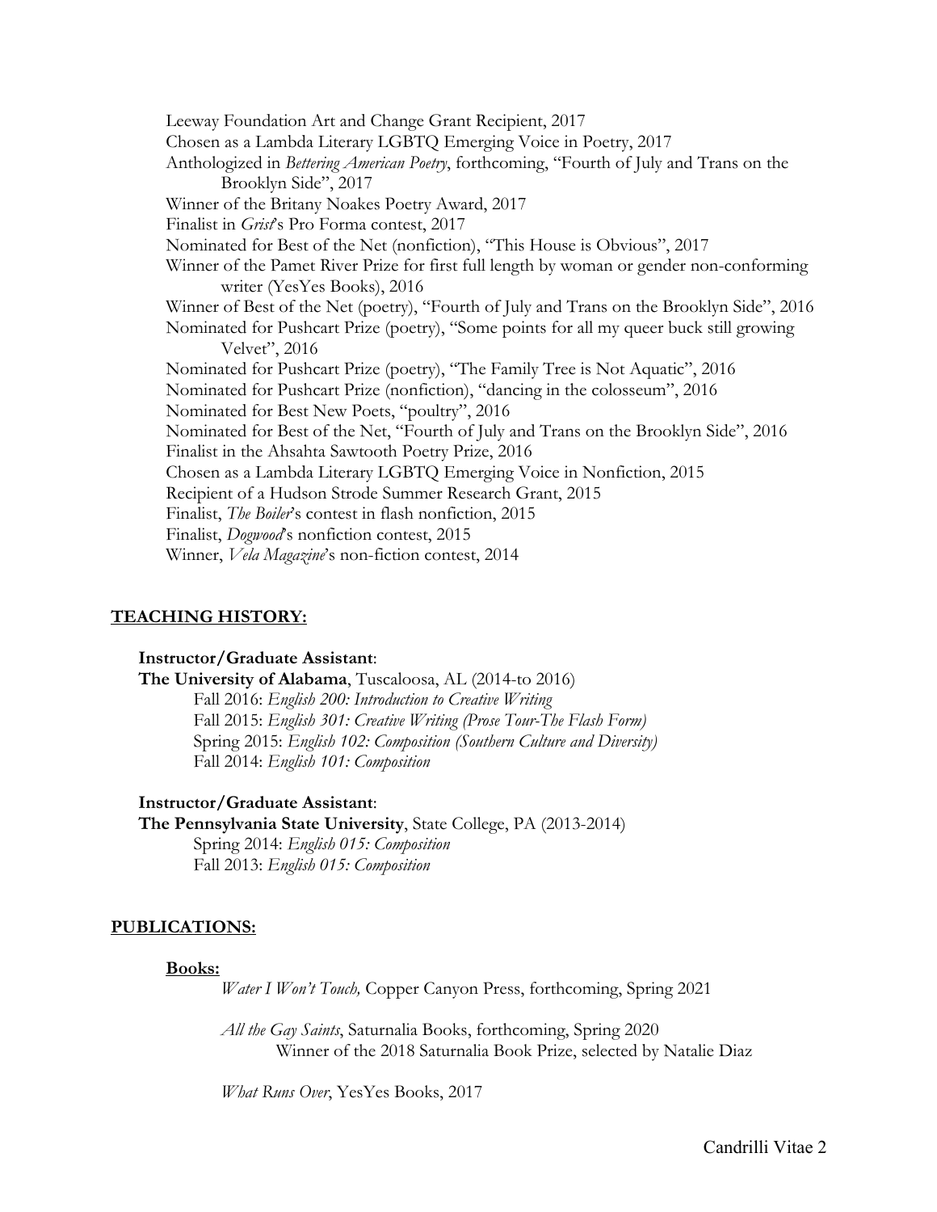Leeway Foundation Art and Change Grant Recipient, 2017
Chosen as a Lambda Literary LGBTQ Emerging Voice in Poetry, 2017
Anthologized in *Bettering American Poetry*, forthcoming, "Fourth of July and Trans on the Brooklyn Side", 2017
Winner of the Britany Noakes Poetry Award, 2017
Finalist in *Grist*'s Pro Forma contest, 2017
Nominated for Best of the Net (nonfiction), "This House is Obvious", 2017
Winner of the Pamet River Prize for first full length by woman or gender non-conforming writer (YesYes Books), 2016
Winner of Best of the Net (poetry), "Fourth of July and Trans on the Brooklyn Side", 2016
Nominated for Pushcart Prize (poetry), "Some points for all my queer buck still growing Velvet", 2016
Nominated for Pushcart Prize (poetry), "The Family Tree is Not Aquatic", 2016
Nominated for Pushcart Prize (nonfiction), "dancing in the colosseum", 2016
Nominated for Best New Poets, "poultry", 2016
Nominated for Best of the Net, "Fourth of July and Trans on the Brooklyn Side", 2016
Finalist in the Ahsahta Sawtooth Poetry Prize, 2016
Chosen as a Lambda Literary LGBTQ Emerging Voice in Nonfiction, 2015
Recipient of a Hudson Strode Summer Research Grant, 2015
Finalist, *The Boiler*'s contest in flash nonfiction, 2015
Finalist, *Dogwood*'s nonfiction contest, 2015
Winner, *Vela Magazine*'s non-fiction contest, 2014

## TEACHING HISTORY:

**Instructor/Graduate Assistant**:
**The University of Alabama**, Tuscaloosa, AL (2014-to 2016)
- Fall 2016: *English 200: Introduction to Creative Writing*
- Fall 2015: *English 301: Creative Writing (Prose Tour-The Flash Form)*
- Spring 2015: *English 102: Composition (Southern Culture and Diversity)*
- Fall 2014: *English 101: Composition*

**Instructor/Graduate Assistant**:
**The Pennsylvania State University**, State College, PA (2013-2014)
- Spring 2014: *English 015: Composition*
- Fall 2013: *English 015: Composition*

## PUBLICATIONS:

### Books:

*Water I Won't Touch,* Copper Canyon Press, forthcoming, Spring 2021

*All the Gay Saints*, Saturnalia Books, forthcoming, Spring 2020
Winner of the 2018 Saturnalia Book Prize, selected by Natalie Diaz

*What Runs Over*, YesYes Books, 2017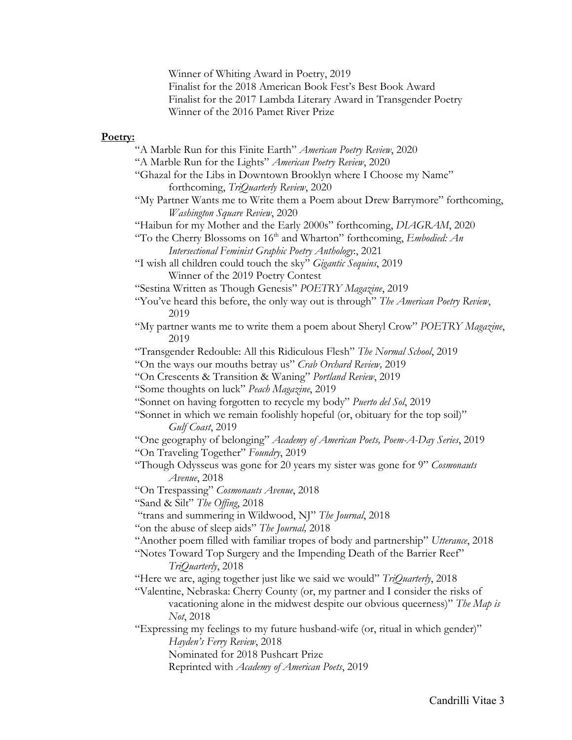Winner of Whiting Award in Poetry, 2019
Finalist for the 2018 American Book Fest's Best Book Award
Finalist for the 2017 Lambda Literary Award in Transgender Poetry
Winner of the 2016 Pamet River Prize

**Poetry:**

"A Marble Run for this Finite Earth" *American Poetry Review*, 2020
"A Marble Run for the Lights" *American Poetry Review*, 2020
"Ghazal for the Libs in Downtown Brooklyn where I Choose my Name" forthcoming, *TriQuarterly Review*, 2020
"My Partner Wants me to Write them a Poem about Drew Barrymore" forthcoming, *Washington Square Review*, 2020
"Haibun for my Mother and the Early 2000s" forthcoming, *DIAGRAM*, 2020
"To the Cherry Blossoms on 16th and Wharton" forthcoming, *Embodied: An Intersectional Feminist Graphic Poetry Anthology:*, 2021
"I wish all children could touch the sky" *Gigantic Sequins*, 2019
Winner of the 2019 Poetry Contest
"Sestina Written as Though Genesis" *POETRY Magazine*, 2019
"You've heard this before, the only way out is through" *The American Poetry Review*, 2019
"My partner wants me to write them a poem about Sheryl Crow" *POETRY Magazine*, 2019
"Transgender Redouble: All this Ridiculous Flesh" *The Normal School*, 2019
"On the ways our mouths betray us" *Crab Orchard Review,* 2019
"On Crescents & Transition & Waning" *Portland Review*, 2019
"Some thoughts on luck" *Peach Magazine*, 2019
"Sonnet on having forgotten to recycle my body" *Puerto del Sol*, 2019
"Sonnet in which we remain foolishly hopeful (or, obituary for the top soil)" *Gulf Coast*, 2019
"One geography of belonging" *Academy of American Poets, Poem-A-Day Series*, 2019
"On Traveling Together" *Foundry*, 2019
"Though Odysseus was gone for 20 years my sister was gone for 9" *Cosmonauts Avenue*, 2018
"On Trespassing" *Cosmonauts Avenue*, 2018
"Sand & Silt" *The Offing*, 2018
"trans and summering in Wildwood, NJ" *The Journal*, 2018
"on the abuse of sleep aids" *The Journal,* 2018
"Another poem filled with familiar tropes of body and partnership" *Utterance*, 2018
"Notes Toward Top Surgery and the Impending Death of the Barrier Reef" *TriQuarterly*, 2018
"Here we are, aging together just like we said we would" *TriQuarterly*, 2018
"Valentine, Nebraska: Cherry County (or, my partner and I consider the risks of vacationing alone in the midwest despite our obvious queerness)" *The Map is Not*, 2018
"Expressing my feelings to my future husband-wife (or, ritual in which gender)" *Hayden's Ferry Review*, 2018
Nominated for 2018 Pushcart Prize
Reprinted with *Academy of American Poets*, 2019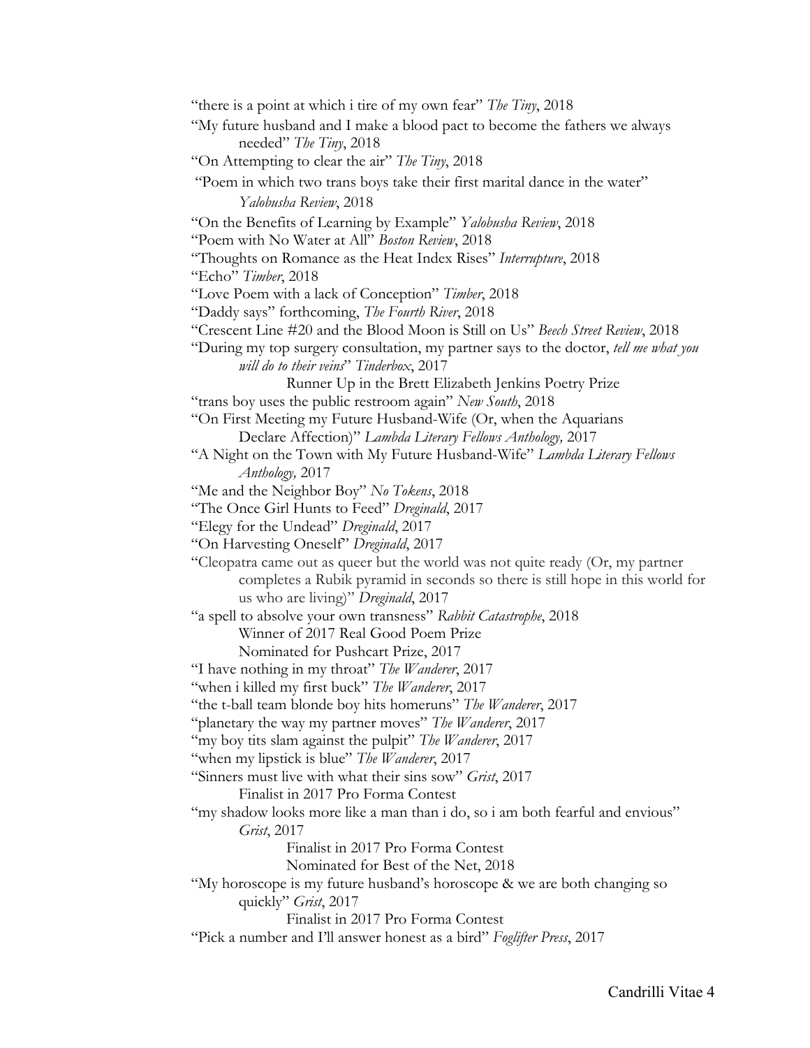"there is a point at which i tire of my own fear" *The Tiny*, 2018

"My future husband and I make a blood pact to become the fathers we always needed" *The Tiny*, 2018

"On Attempting to clear the air" *The Tiny*, 2018

"Poem in which two trans boys take their first marital dance in the water" *Yalobusha Review*, 2018

"On the Benefits of Learning by Example" *Yalobusha Review*, 2018

"Poem with No Water at All" *Boston Review*, 2018

"Thoughts on Romance as the Heat Index Rises" *Interrupture*, 2018

"Echo" *Timber*, 2018

"Love Poem with a lack of Conception" *Timber*, 2018

"Daddy says" forthcoming, *The Fourth River*, 2018

"Crescent Line #20 and the Blood Moon is Still on Us" *Beech Street Review*, 2018

"During my top surgery consultation, my partner says to the doctor, *tell me what you will do to their veins*" *Tinderbox*, 2017
    Runner Up in the Brett Elizabeth Jenkins Poetry Prize

"trans boy uses the public restroom again" *New South*, 2018

"On First Meeting my Future Husband-Wife (Or, when the Aquarians Declare Affection)" *Lambda Literary Fellows Anthology,* 2017

"A Night on the Town with My Future Husband-Wife" *Lambda Literary Fellows Anthology,* 2017

"Me and the Neighbor Boy" *No Tokens*, 2018

"The Once Girl Hunts to Feed" *Dreginald*, 2017

"Elegy for the Undead" *Dreginald*, 2017

"On Harvesting Oneself" *Dreginald*, 2017

"Cleopatra came out as queer but the world was not quite ready (Or, my partner completes a Rubik pyramid in seconds so there is still hope in this world for us who are living)" *Dreginald*, 2017

"a spell to absolve your own transness" *Rabbit Catastrophe*, 2018
    Winner of 2017 Real Good Poem Prize
    Nominated for Pushcart Prize, 2017

"I have nothing in my throat" *The Wanderer*, 2017

"when i killed my first buck" *The Wanderer*, 2017

"the t-ball team blonde boy hits homeruns" *The Wanderer*, 2017

"planetary the way my partner moves" *The Wanderer*, 2017

"my boy tits slam against the pulpit" *The Wanderer*, 2017

"when my lipstick is blue" *The Wanderer*, 2017

"Sinners must live with what their sins sow" *Grist*, 2017
    Finalist in 2017 Pro Forma Contest

"my shadow looks more like a man than i do, so i am both fearful and envious" *Grist*, 2017
    Finalist in 2017 Pro Forma Contest
    Nominated for Best of the Net, 2018

"My horoscope is my future husband's horoscope & we are both changing so quickly" *Grist*, 2017
    Finalist in 2017 Pro Forma Contest

"Pick a number and I'll answer honest as a bird" *Foglifter Press*, 2017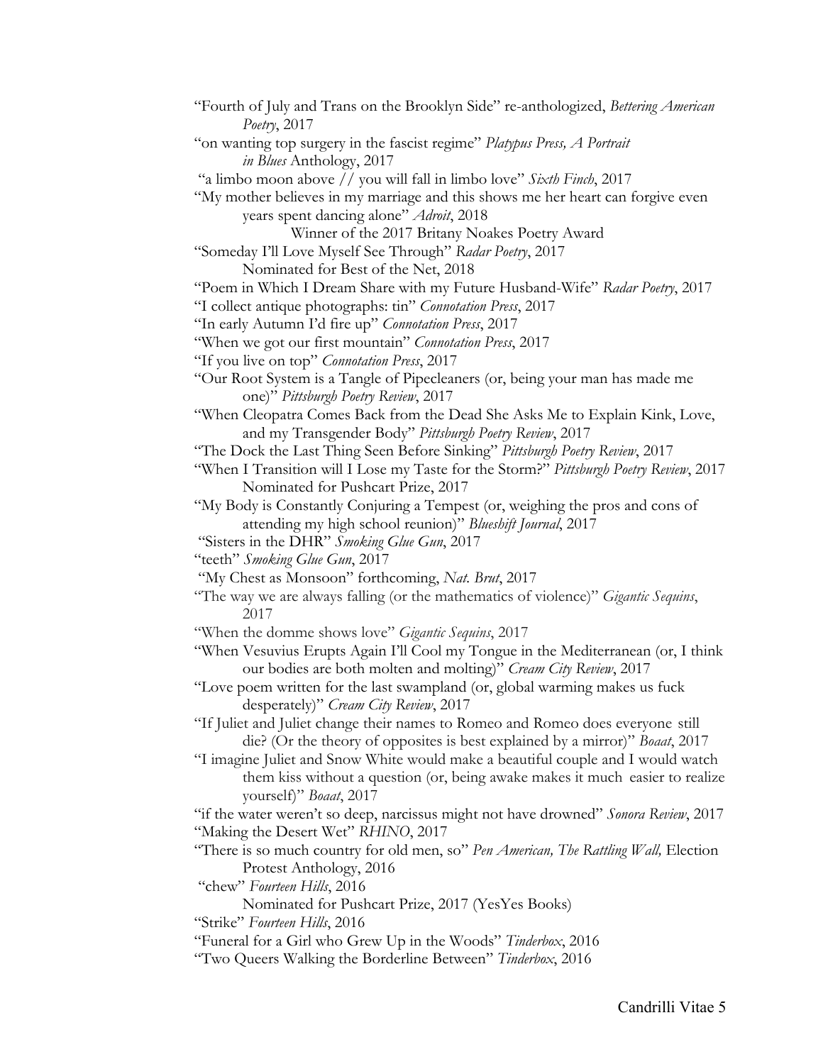"Fourth of July and Trans on the Brooklyn Side" re-anthologized, *Bettering American Poetry*, 2017

"on wanting top surgery in the fascist regime" *Platypus Press, A Portrait in Blues* Anthology, 2017

"a limbo moon above // you will fall in limbo love" *Sixth Finch*, 2017

"My mother believes in my marriage and this shows me her heart can forgive even years spent dancing alone" *Adroit*, 2018
    Winner of the 2017 Britany Noakes Poetry Award

"Someday I'll Love Myself See Through" *Radar Poetry*, 2017
    Nominated for Best of the Net, 2018

"Poem in Which I Dream Share with my Future Husband-Wife" *Radar Poetry*, 2017

"I collect antique photographs: tin" *Connotation Press*, 2017

"In early Autumn I'd fire up" *Connotation Press*, 2017

"When we got our first mountain" *Connotation Press*, 2017

"If you live on top" *Connotation Press*, 2017

"Our Root System is a Tangle of Pipecleaners (or, being your man has made me one)" *Pittsburgh Poetry Review*, 2017

"When Cleopatra Comes Back from the Dead She Asks Me to Explain Kink, Love, and my Transgender Body" *Pittsburgh Poetry Review*, 2017

"The Dock the Last Thing Seen Before Sinking" *Pittsburgh Poetry Review*, 2017

"When I Transition will I Lose my Taste for the Storm?" *Pittsburgh Poetry Review*, 2017
    Nominated for Pushcart Prize, 2017

"My Body is Constantly Conjuring a Tempest (or, weighing the pros and cons of attending my high school reunion)" *Blueshift Journal*, 2017

"Sisters in the DHR" *Smoking Glue Gun*, 2017

"teeth" *Smoking Glue Gun*, 2017

"My Chest as Monsoon" forthcoming, *Nat. Brut*, 2017

"The way we are always falling (or the mathematics of violence)" *Gigantic Sequins*, 2017

"When the domme shows love" *Gigantic Sequins*, 2017

"When Vesuvius Erupts Again I'll Cool my Tongue in the Mediterranean (or, I think our bodies are both molten and molting)" *Cream City Review*, 2017

"Love poem written for the last swampland (or, global warming makes us fuck desperately)" *Cream City Review*, 2017

"If Juliet and Juliet change their names to Romeo and Romeo does everyone still die? (Or the theory of opposites is best explained by a mirror)" *Boaat*, 2017

"I imagine Juliet and Snow White would make a beautiful couple and I would watch them kiss without a question (or, being awake makes it much easier to realize yourself)" *Boaat*, 2017

"if the water weren't so deep, narcissus might not have drowned" *Sonora Review*, 2017

"Making the Desert Wet" *RHINO*, 2017

"There is so much country for old men, so" *Pen American, The Rattling Wall,* Election Protest Anthology, 2016

"chew" *Fourteen Hills*, 2016
    Nominated for Pushcart Prize, 2017 (YesYes Books)

"Strike" *Fourteen Hills*, 2016

"Funeral for a Girl who Grew Up in the Woods" *Tinderbox*, 2016

"Two Queers Walking the Borderline Between" *Tinderbox*, 2016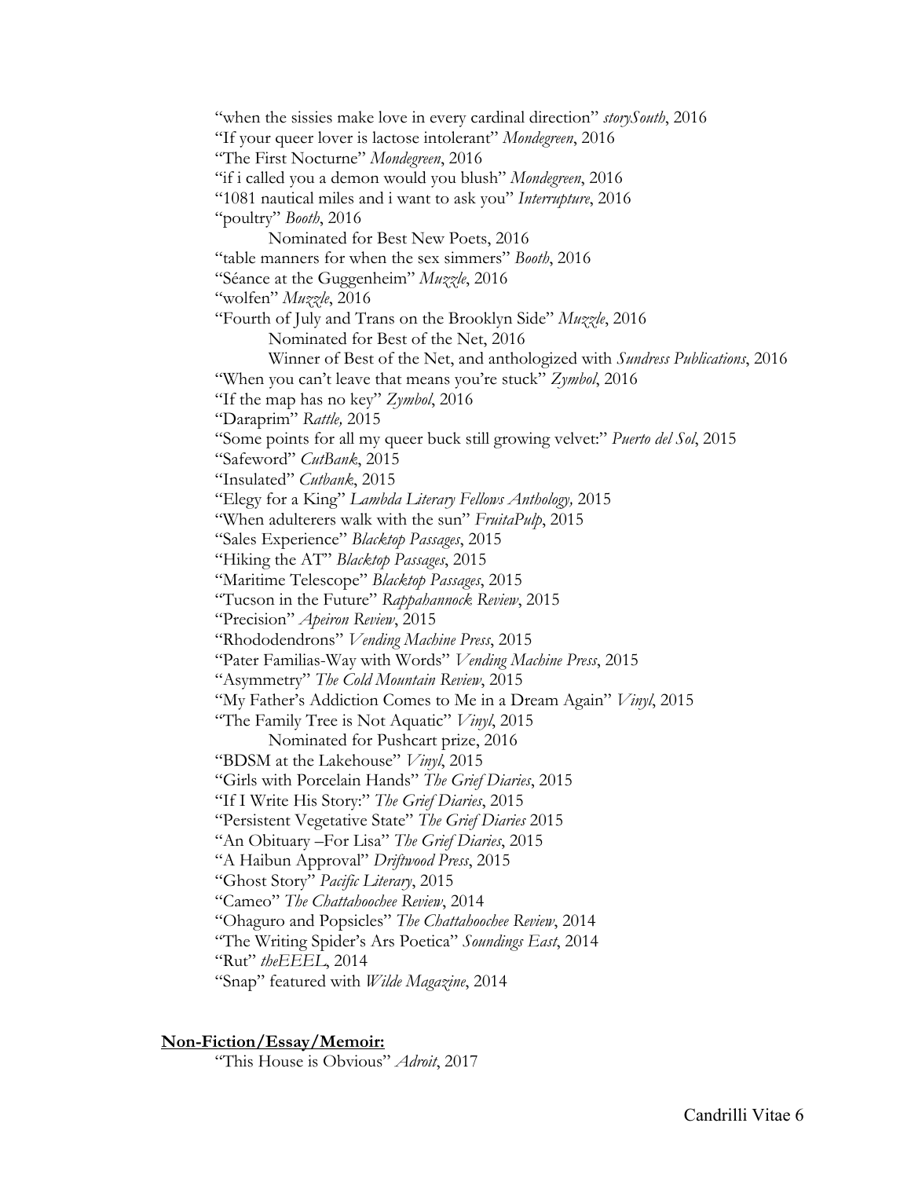"when the sissies make love in every cardinal direction" *storySouth*, 2016
"If your queer lover is lactose intolerant" *Mondegreen*, 2016
"The First Nocturne" *Mondegreen*, 2016
"if i called you a demon would you blush" *Mondegreen*, 2016
"1081 nautical miles and i want to ask you" *Interrupture*, 2016
"poultry" *Booth*, 2016
    Nominated for Best New Poets, 2016
"table manners for when the sex simmers" *Booth*, 2016
"Séance at the Guggenheim" *Muzzle*, 2016
"wolfen" *Muzzle*, 2016
"Fourth of July and Trans on the Brooklyn Side" *Muzzle*, 2016
    Nominated for Best of the Net, 2016
    Winner of Best of the Net, and anthologized with *Sundress Publications*, 2016
"When you can't leave that means you're stuck" *Zymbol*, 2016
"If the map has no key" *Zymbol*, 2016
"Daraprim" *Rattle,* 2015
"Some points for all my queer buck still growing velvet:" *Puerto del Sol*, 2015
"Safeword" *CutBank*, 2015
"Insulated" *Cutbank*, 2015
"Elegy for a King" *Lambda Literary Fellows Anthology,* 2015
"When adulterers walk with the sun" *FruitaPulp*, 2015
"Sales Experience" *Blacktop Passages*, 2015
"Hiking the AT" *Blacktop Passages*, 2015
"Maritime Telescope" *Blacktop Passages*, 2015
"Tucson in the Future" *Rappahannock Review*, 2015
"Precision" *Apeiron Review*, 2015
"Rhododendrons" *Vending Machine Press*, 2015
"Pater Familias-Way with Words" *Vending Machine Press*, 2015
"Asymmetry" *The Cold Mountain Review*, 2015
"My Father's Addiction Comes to Me in a Dream Again" *Vinyl*, 2015
"The Family Tree is Not Aquatic" *Vinyl*, 2015
    Nominated for Pushcart prize, 2016
"BDSM at the Lakehouse" *Vinyl*, 2015
"Girls with Porcelain Hands" *The Grief Diaries*, 2015
"If I Write His Story:" *The Grief Diaries*, 2015
"Persistent Vegetative State" *The Grief Diaries* 2015
"An Obituary –For Lisa" *The Grief Diaries*, 2015
"A Haibun Approval" *Driftwood Press*, 2015
"Ghost Story" *Pacific Literary*, 2015
"Cameo" *The Chattahoochee Review*, 2014
"Ohaguro and Popsicles" *The Chattahoochee Review*, 2014
"The Writing Spider's Ars Poetica" *Soundings East*, 2014
"Rut" *theEEEL*, 2014
"Snap" featured with *Wilde Magazine*, 2014

**Non-Fiction/Essay/Memoir:**

"This House is Obvious" *Adroit*, 2017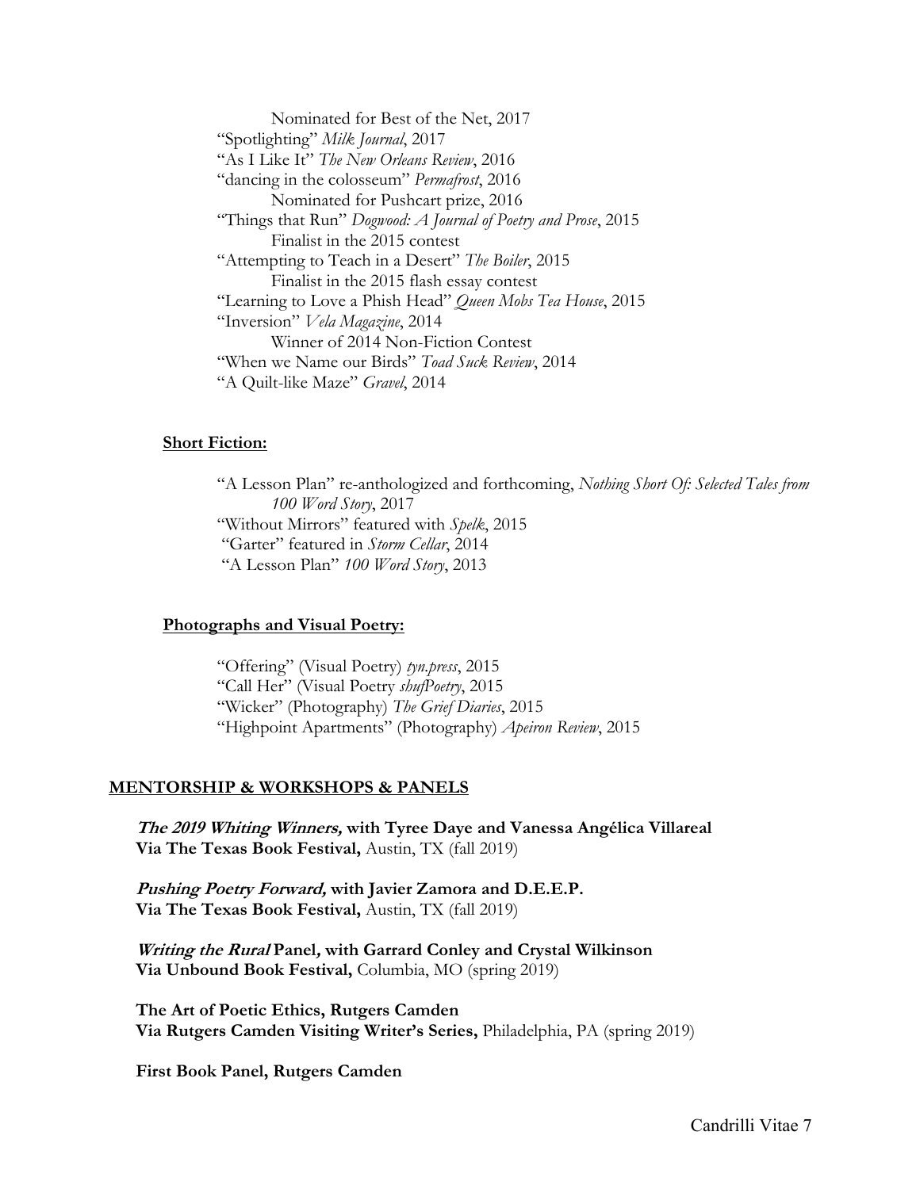Nominated for Best of the Net, 2017

"Spotlighting" *Milk Journal*, 2017

"As I Like It" *The New Orleans Review*, 2016

"dancing in the colosseum" *Permafrost*, 2016

Nominated for Pushcart prize, 2016

"Things that Run" *Dogwood: A Journal of Poetry and Prose*, 2015

Finalist in the 2015 contest

"Attempting to Teach in a Desert" *The Boiler*, 2015

Finalist in the 2015 flash essay contest

"Learning to Love a Phish Head" *Queen Mobs Tea House*, 2015

"Inversion" *Vela Magazine*, 2014

Winner of 2014 Non-Fiction Contest

"When we Name our Birds" *Toad Suck Review*, 2014

"A Quilt-like Maze" *Gravel*, 2014

**Short Fiction:**

"A Lesson Plan" re-anthologized and forthcoming, *Nothing Short Of: Selected Tales from 100 Word Story*, 2017

"Without Mirrors" featured with *Spelk*, 2015

"Garter" featured in *Storm Cellar*, 2014

"A Lesson Plan" *100 Word Story*, 2013

**Photographs and Visual Poetry:**

"Offering" (Visual Poetry) *tyn.press*, 2015

"Call Her" (Visual Poetry *shufPoetry*, 2015

"Wicker" (Photography) *The Grief Diaries*, 2015

"Highpoint Apartments" (Photography) *Apeiron Review*, 2015

## MENTORSHIP & WORKSHOPS & PANELS

***The 2019 Whiting Winners,* with Tyree Daye and Vanessa Angélica Villareal**
**Via The Texas Book Festival,** Austin, TX (fall 2019)

***Pushing Poetry Forward,* with Javier Zamora and D.E.E.P.**
**Via The Texas Book Festival,** Austin, TX (fall 2019)

***Writing the Rural* Panel, with Garrard Conley and Crystal Wilkinson**
**Via Unbound Book Festival,** Columbia, MO (spring 2019)

**The Art of Poetic Ethics, Rutgers Camden**
**Via Rutgers Camden Visiting Writer's Series,** Philadelphia, PA (spring 2019)

**First Book Panel, Rutgers Camden**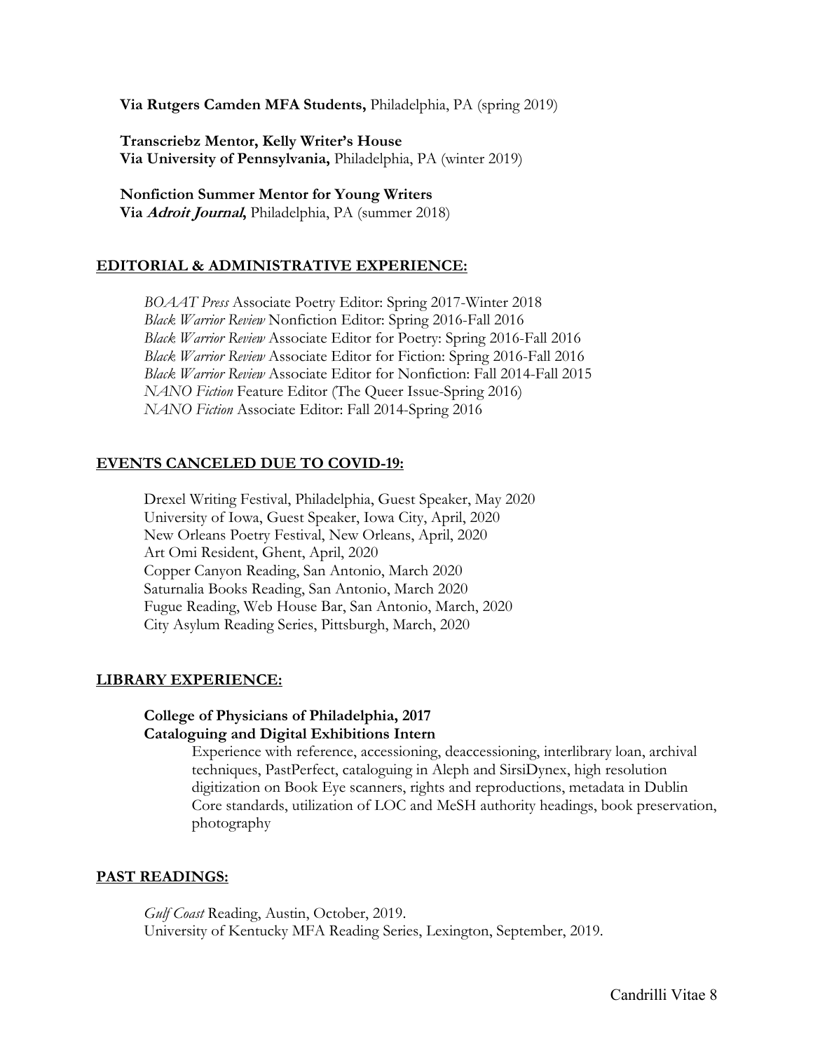**Via Rutgers Camden MFA Students,** Philadelphia, PA (spring 2019)

**Transcriebz Mentor, Kelly Writer's House**
**Via University of Pennsylvania,** Philadelphia, PA (winter 2019)

**Nonfiction Summer Mentor for Young Writers**
**Via *Adroit Journal*,** Philadelphia, PA (summer 2018)

## EDITORIAL & ADMINISTRATIVE EXPERIENCE:

*BOAAT Press* Associate Poetry Editor: Spring 2017-Winter 2018
*Black Warrior Review* Nonfiction Editor: Spring 2016-Fall 2016
*Black Warrior Review* Associate Editor for Poetry: Spring 2016-Fall 2016
*Black Warrior Review* Associate Editor for Fiction: Spring 2016-Fall 2016
*Black Warrior Review* Associate Editor for Nonfiction: Fall 2014-Fall 2015
*NANO Fiction* Feature Editor (The Queer Issue-Spring 2016)
*NANO Fiction* Associate Editor: Fall 2014-Spring 2016

## EVENTS CANCELED DUE TO COVID-19:

Drexel Writing Festival, Philadelphia, Guest Speaker, May 2020
University of Iowa, Guest Speaker, Iowa City, April, 2020
New Orleans Poetry Festival, New Orleans, April, 2020
Art Omi Resident, Ghent, April, 2020
Copper Canyon Reading, San Antonio, March 2020
Saturnalia Books Reading, San Antonio, March 2020
Fugue Reading, Web House Bar, San Antonio, March, 2020
City Asylum Reading Series, Pittsburgh, March, 2020

## LIBRARY EXPERIENCE:

**College of Physicians of Philadelphia, 2017**
**Cataloguing and Digital Exhibitions Intern**

Experience with reference, accessioning, deaccessioning, interlibrary loan, archival techniques, PastPerfect, cataloguing in Aleph and SirsiDynex, high resolution digitization on Book Eye scanners, rights and reproductions, metadata in Dublin Core standards, utilization of LOC and MeSH authority headings, book preservation, photography

## PAST READINGS:

*Gulf Coast* Reading, Austin, October, 2019.
University of Kentucky MFA Reading Series, Lexington, September, 2019.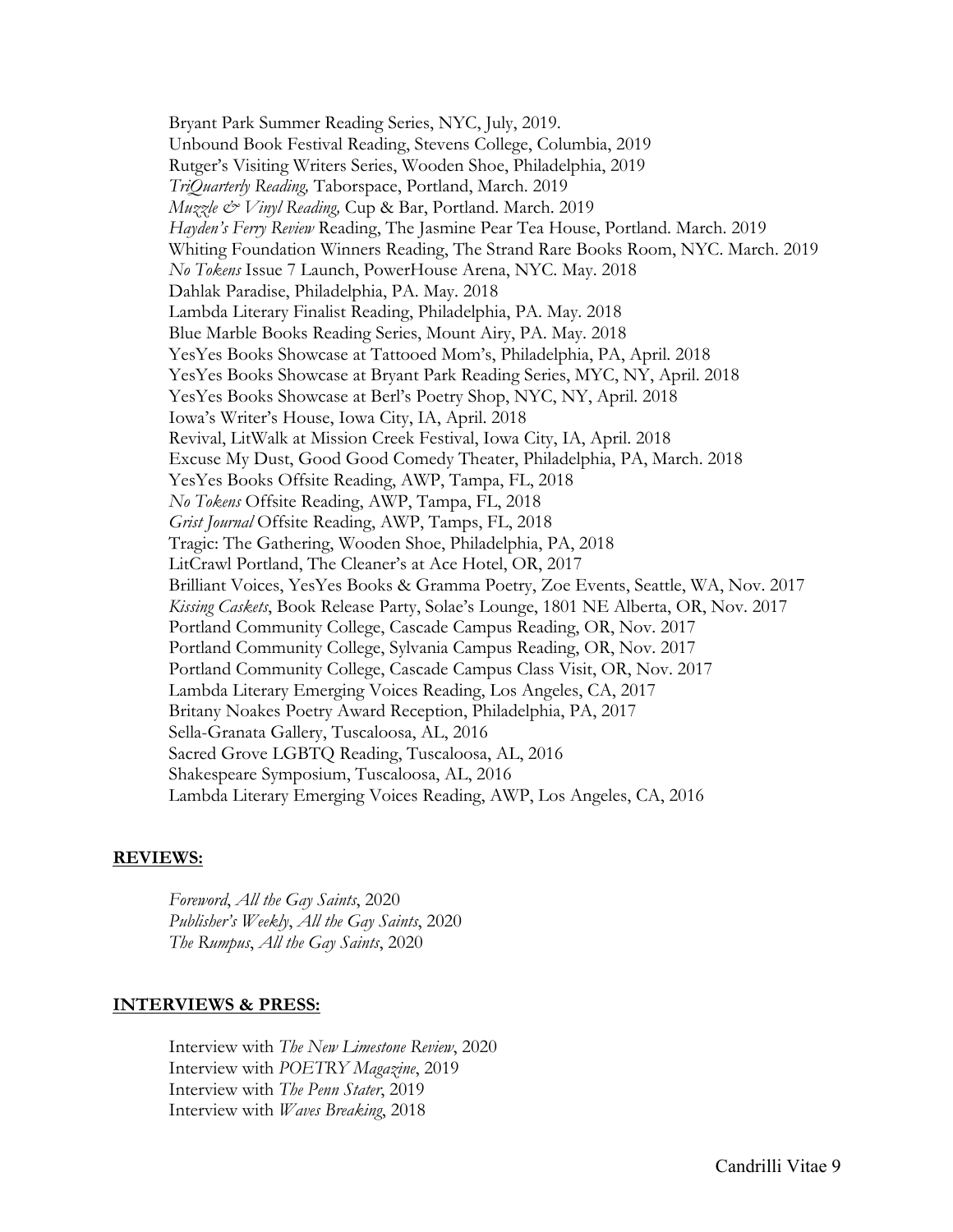Bryant Park Summer Reading Series, NYC, July, 2019.
Unbound Book Festival Reading, Stevens College, Columbia, 2019
Rutger's Visiting Writers Series, Wooden Shoe, Philadelphia, 2019
*TriQuarterly Reading,* Taborspace, Portland, March. 2019
*Muzzle & Vinyl Reading,* Cup & Bar, Portland. March. 2019
*Hayden's Ferry Review* Reading, The Jasmine Pear Tea House, Portland. March. 2019
Whiting Foundation Winners Reading, The Strand Rare Books Room, NYC. March. 2019
*No Tokens* Issue 7 Launch, PowerHouse Arena, NYC. May. 2018
Dahlak Paradise, Philadelphia, PA. May. 2018
Lambda Literary Finalist Reading, Philadelphia, PA. May. 2018
Blue Marble Books Reading Series, Mount Airy, PA. May. 2018
YesYes Books Showcase at Tattooed Mom's, Philadelphia, PA, April. 2018
YesYes Books Showcase at Bryant Park Reading Series, MYC, NY, April. 2018
YesYes Books Showcase at Berl's Poetry Shop, NYC, NY, April. 2018
Iowa's Writer's House, Iowa City, IA, April. 2018
Revival, LitWalk at Mission Creek Festival, Iowa City, IA, April. 2018
Excuse My Dust, Good Good Comedy Theater, Philadelphia, PA, March. 2018
YesYes Books Offsite Reading, AWP, Tampa, FL, 2018
*No Tokens* Offsite Reading, AWP, Tampa, FL, 2018
*Grist Journal* Offsite Reading, AWP, Tamps, FL, 2018
Tragic: The Gathering, Wooden Shoe, Philadelphia, PA, 2018
LitCrawl Portland, The Cleaner's at Ace Hotel, OR, 2017
Brilliant Voices, YesYes Books & Gramma Poetry, Zoe Events, Seattle, WA, Nov. 2017
*Kissing Caskets*, Book Release Party, Solae's Lounge, 1801 NE Alberta, OR, Nov. 2017
Portland Community College, Cascade Campus Reading, OR, Nov. 2017
Portland Community College, Sylvania Campus Reading, OR, Nov. 2017
Portland Community College, Cascade Campus Class Visit, OR, Nov. 2017
Lambda Literary Emerging Voices Reading, Los Angeles, CA, 2017
Britany Noakes Poetry Award Reception, Philadelphia, PA, 2017
Sella-Granata Gallery, Tuscaloosa, AL, 2016
Sacred Grove LGBTQ Reading, Tuscaloosa, AL, 2016
Shakespeare Symposium, Tuscaloosa, AL, 2016
Lambda Literary Emerging Voices Reading, AWP, Los Angeles, CA, 2016

**REVIEWS:**

*Foreword*, *All the Gay Saints*, 2020
*Publisher's Weekly*, *All the Gay Saints*, 2020
*The Rumpus*, *All the Gay Saints*, 2020

**INTERVIEWS & PRESS:**

Interview with *The New Limestone Review*, 2020
Interview with *POETRY Magazine*, 2019
Interview with *The Penn Stater*, 2019
Interview with *Waves Breaking*, 2018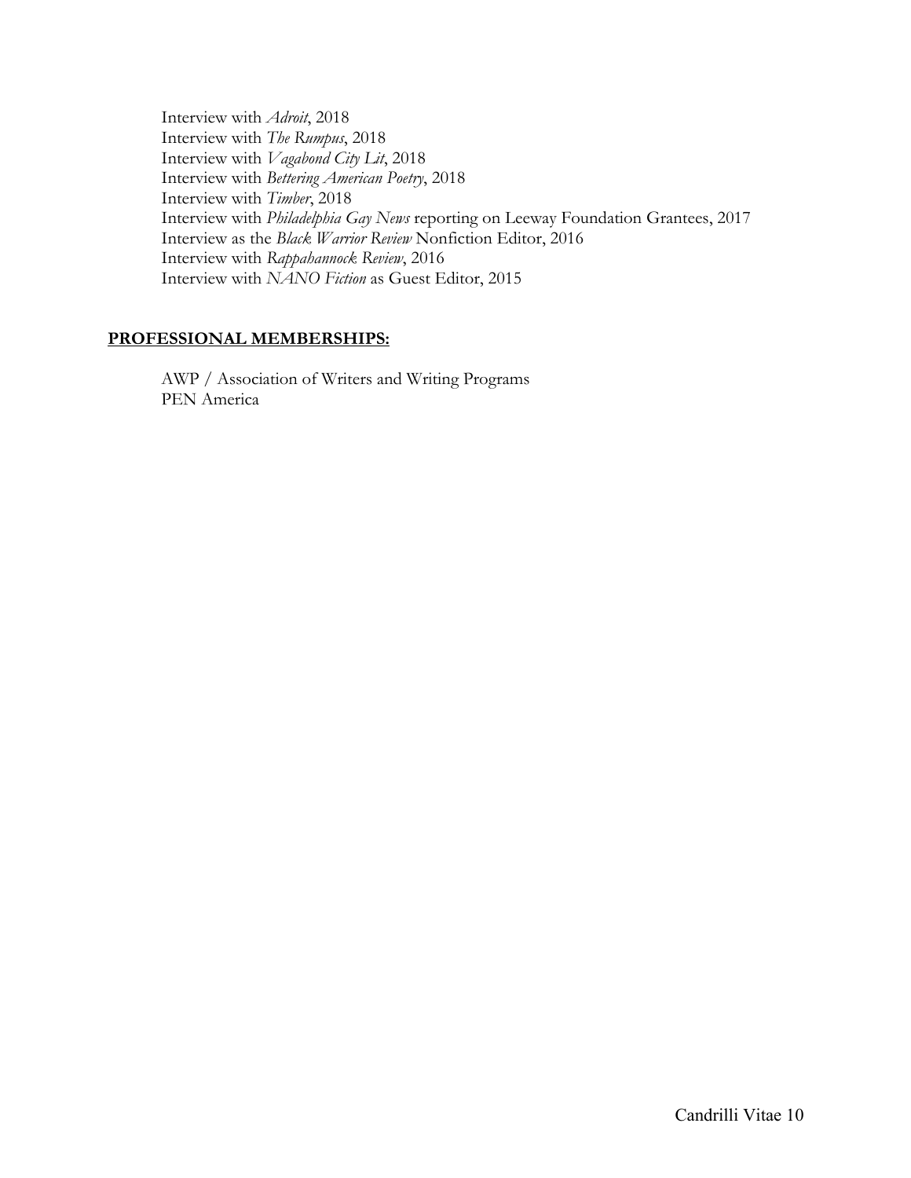Interview with *Adroit*, 2018
Interview with *The Rumpus*, 2018
Interview with *Vagabond City Lit*, 2018
Interview with *Bettering American Poetry*, 2018
Interview with *Timber*, 2018
Interview with *Philadelphia Gay News* reporting on Leeway Foundation Grantees, 2017
Interview as the *Black Warrior Review* Nonfiction Editor, 2016
Interview with *Rappahannock Review*, 2016
Interview with *NANO Fiction* as Guest Editor, 2015

**PROFESSIONAL MEMBERSHIPS:**

AWP / Association of Writers and Writing Programs
PEN America